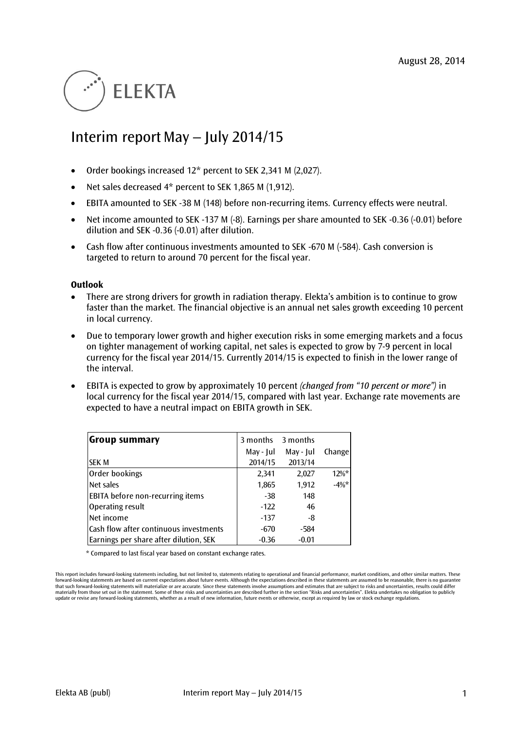August 28, 2014

ELEKTA

# Interim report May – July 2014/15

- Order bookings increased 12* percent to SEK 2,341 M (2,027).
- Net sales decreased 4* percent to SEK 1,865 M (1,912).
- EBITA amounted to SEK -38 M (148) before non-recurring items. Currency effects were neutral.
- Net income amounted to SEK -137 M (-8). Earnings per share amounted to SEK -0.36 (-0.01) before dilution and SEK -0.36 (-0.01) after dilution.
- Cash flow after continuous investments amounted to SEK -670 M (-584). Cash conversion is targeted to return to around 70 percent for the fiscal year.

**Outlook**

- There are strong drivers for growth in radiation therapy. Elekta's ambition is to continue to grow faster than the market. The financial objective is an annual net sales growth exceeding 10 percent in local currency.
- Due to temporary lower growth and higher execution risks in some emerging markets and a focus on tighter management of working capital, net sales is expected to grow by 7-9 percent in local currency for the fiscal year 2014/15. Currently 2014/15 is expected to finish in the lower range of the interval.
- EBITA is expected to grow by approximately 10 percent *(changed from "10 percent or more")* in local currency for the fiscal year 2014/15, compared with last year. Exchange rate movements are expected to have a neutral impact on EBITA growth in SEK.

| **Group summary** SEK M | 3 months May - Jul 2014/15 | 3 months May - Jul 2013/14 | Change |
|---|---|---|---|
| Order bookings | 2,341 | 2,027 | 12%* |
| Net sales | 1,865 | 1,912 | -4%* |
| EBITA before non-recurring items | -38 | 148 | |
| Operating result | -122 | 46 | |
| Net income | -137 | -8 | |
| Cash flow after continuous investments | -670 | -584 | |
| Earnings per share after dilution, SEK | -0.36 | -0.01 | |

\* Compared to last fiscal year based on constant exchange rates.

This report includes forward-looking statements including, but not limited to, statements relating to operational and financial performance, market conditions, and other similar matters. These forward-looking statements are based on current expectations about future events. Although the expectations described in these statements are assumed to be reasonable, there is no guarantee that such forward-looking statements will materialize or are accurate. Since these statements involve assumptions and estimates that are subject to risks and uncertainties, results could differ materially from those set out in the statement. Some of these risks and uncertainties are described further in the section "Risks and uncertainties". Elekta undertakes no obligation to publicly update or revise any forward-looking statements, whether as a result of new information, future events or otherwise, except as required by law or stock exchange regulations.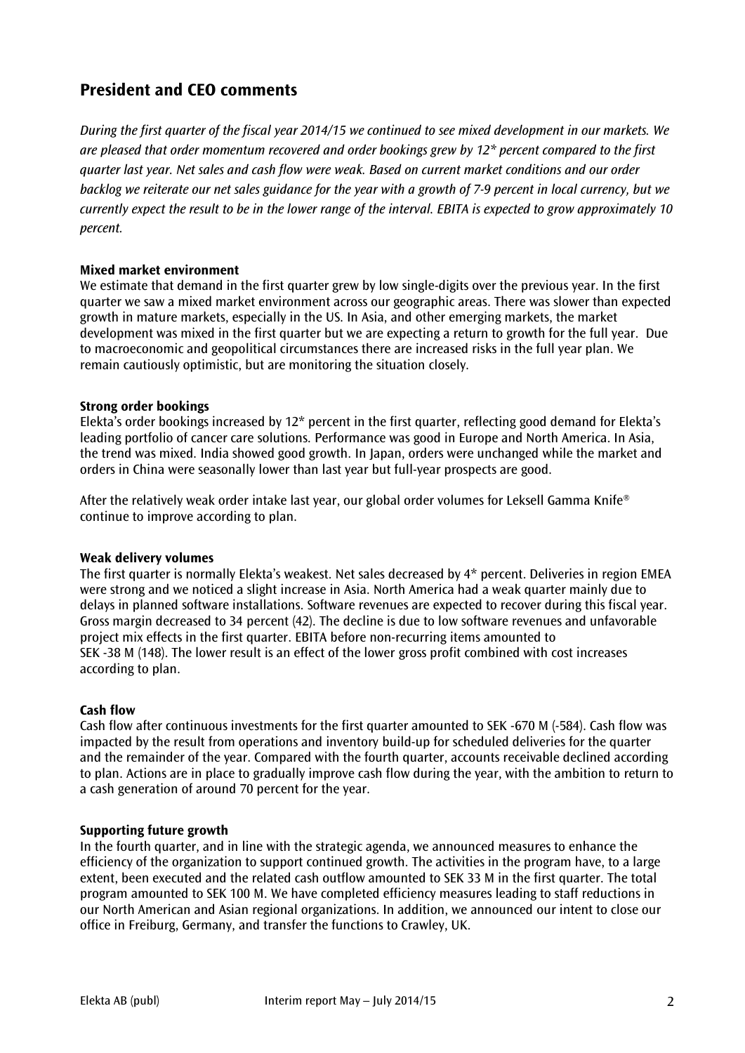## President and CEO comments

*During the first quarter of the fiscal year 2014/15 we continued to see mixed development in our markets. We are pleased that order momentum recovered and order bookings grew by 12* percent compared to the first quarter last year. Net sales and cash flow were weak. Based on current market conditions and our order backlog we reiterate our net sales guidance for the year with a growth of 7-9 percent in local currency, but we currently expect the result to be in the lower range of the interval. EBITA is expected to grow approximately 10 percent.*

**Mixed market environment**

We estimate that demand in the first quarter grew by low single-digits over the previous year. In the first quarter we saw a mixed market environment across our geographic areas. There was slower than expected growth in mature markets, especially in the US. In Asia, and other emerging markets, the market development was mixed in the first quarter but we are expecting a return to growth for the full year. Due to macroeconomic and geopolitical circumstances there are increased risks in the full year plan. We remain cautiously optimistic, but are monitoring the situation closely.

**Strong order bookings**

Elekta's order bookings increased by 12* percent in the first quarter, reflecting good demand for Elekta's leading portfolio of cancer care solutions. Performance was good in Europe and North America. In Asia, the trend was mixed. India showed good growth. In Japan, orders were unchanged while the market and orders in China were seasonally lower than last year but full-year prospects are good.

After the relatively weak order intake last year, our global order volumes for Leksell Gamma Knife® continue to improve according to plan.

**Weak delivery volumes**

The first quarter is normally Elekta's weakest. Net sales decreased by 4* percent. Deliveries in region EMEA were strong and we noticed a slight increase in Asia. North America had a weak quarter mainly due to delays in planned software installations. Software revenues are expected to recover during this fiscal year. Gross margin decreased to 34 percent (42). The decline is due to low software revenues and unfavorable project mix effects in the first quarter. EBITA before non-recurring items amounted to SEK -38 M (148). The lower result is an effect of the lower gross profit combined with cost increases according to plan.

**Cash flow**

Cash flow after continuous investments for the first quarter amounted to SEK -670 M (-584). Cash flow was impacted by the result from operations and inventory build-up for scheduled deliveries for the quarter and the remainder of the year. Compared with the fourth quarter, accounts receivable declined according to plan. Actions are in place to gradually improve cash flow during the year, with the ambition to return to a cash generation of around 70 percent for the year.

**Supporting future growth**

In the fourth quarter, and in line with the strategic agenda, we announced measures to enhance the efficiency of the organization to support continued growth. The activities in the program have, to a large extent, been executed and the related cash outflow amounted to SEK 33 M in the first quarter. The total program amounted to SEK 100 M. We have completed efficiency measures leading to staff reductions in our North American and Asian regional organizations. In addition, we announced our intent to close our office in Freiburg, Germany, and transfer the functions to Crawley, UK.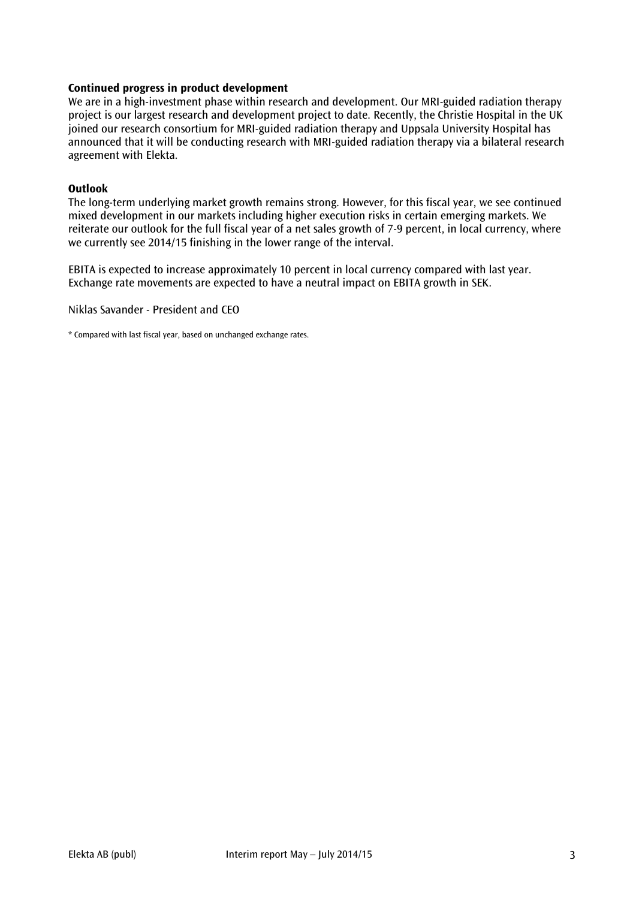**Continued progress in product development**

We are in a high-investment phase within research and development. Our MRI-guided radiation therapy project is our largest research and development project to date. Recently, the Christie Hospital in the UK joined our research consortium for MRI-guided radiation therapy and Uppsala University Hospital has announced that it will be conducting research with MRI-guided radiation therapy via a bilateral research agreement with Elekta.

**Outlook**

The long-term underlying market growth remains strong. However, for this fiscal year, we see continued mixed development in our markets including higher execution risks in certain emerging markets. We reiterate our outlook for the full fiscal year of a net sales growth of 7-9 percent, in local currency, where we currently see 2014/15 finishing in the lower range of the interval.

EBITA is expected to increase approximately 10 percent in local currency compared with last year. Exchange rate movements are expected to have a neutral impact on EBITA growth in SEK.

Niklas Savander - President and CEO

* Compared with last fiscal year, based on unchanged exchange rates.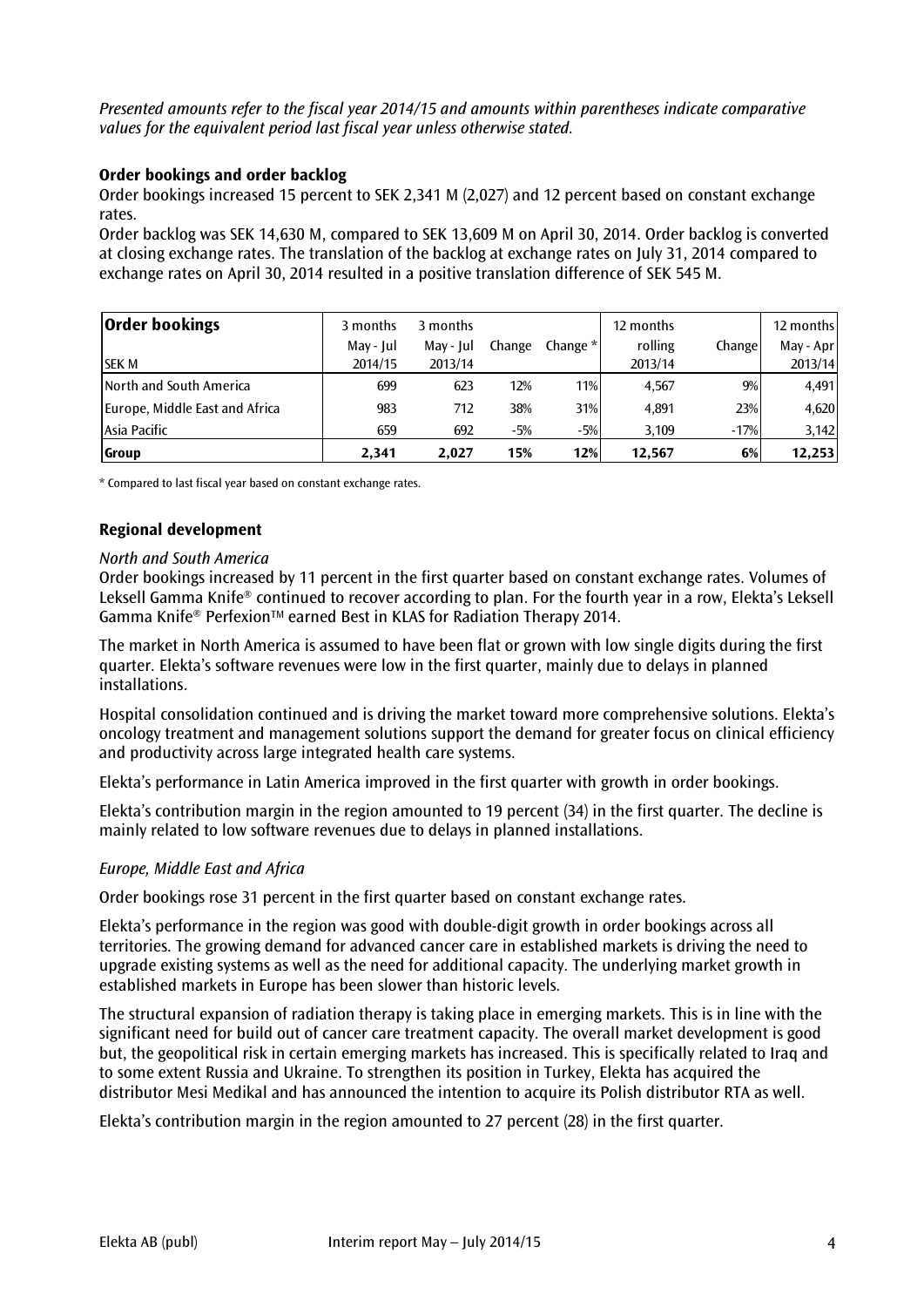*Presented amounts refer to the fiscal year 2014/15 and amounts within parentheses indicate comparative values for the equivalent period last fiscal year unless otherwise stated.*

### Order bookings and order backlog

Order bookings increased 15 percent to SEK 2,341 M (2,027) and 12 percent based on constant exchange rates.

Order backlog was SEK 14,630 M, compared to SEK 13,609 M on April 30, 2014. Order backlog is converted at closing exchange rates. The translation of the backlog at exchange rates on July 31, 2014 compared to exchange rates on April 30, 2014 resulted in a positive translation difference of SEK 545 M.

| **Order bookings**<br>SEK M | 3 months<br>May - Jul<br>2014/15 | 3 months<br>May - Jul<br>2013/14 | Change | Change * | 12 months<br>rolling<br>2013/14 | Change | 12 months<br>May - Apr<br>2013/14 |
|---|---|---|---|---|---|---|---|
| North and South America | 699 | 623 | 12% | 11% | 4,567 | 9% | 4,491 |
| Europe, Middle East and Africa | 983 | 712 | 38% | 31% | 4,891 | 23% | 4,620 |
| Asia Pacific | 659 | 692 | -5% | -5% | 3,109 | -17% | 3,142 |
| **Group** | **2,341** | **2,027** | **15%** | **12%** | **12,567** | **6%** | **12,253** |

\* Compared to last fiscal year based on constant exchange rates.

### Regional development

*North and South America*

Order bookings increased by 11 percent in the first quarter based on constant exchange rates. Volumes of Leksell Gamma Knife® continued to recover according to plan. For the fourth year in a row, Elekta's Leksell Gamma Knife® Perfexion™ earned Best in KLAS for Radiation Therapy 2014.

The market in North America is assumed to have been flat or grown with low single digits during the first quarter. Elekta's software revenues were low in the first quarter, mainly due to delays in planned installations.

Hospital consolidation continued and is driving the market toward more comprehensive solutions. Elekta's oncology treatment and management solutions support the demand for greater focus on clinical efficiency and productivity across large integrated health care systems.

Elekta's performance in Latin America improved in the first quarter with growth in order bookings.

Elekta's contribution margin in the region amounted to 19 percent (34) in the first quarter. The decline is mainly related to low software revenues due to delays in planned installations.

*Europe, Middle East and Africa*

Order bookings rose 31 percent in the first quarter based on constant exchange rates.

Elekta's performance in the region was good with double-digit growth in order bookings across all territories. The growing demand for advanced cancer care in established markets is driving the need to upgrade existing systems as well as the need for additional capacity. The underlying market growth in established markets in Europe has been slower than historic levels.

The structural expansion of radiation therapy is taking place in emerging markets. This is in line with the significant need for build out of cancer care treatment capacity. The overall market development is good but, the geopolitical risk in certain emerging markets has increased. This is specifically related to Iraq and to some extent Russia and Ukraine. To strengthen its position in Turkey, Elekta has acquired the distributor Mesi Medikal and has announced the intention to acquire its Polish distributor RTA as well.

Elekta's contribution margin in the region amounted to 27 percent (28) in the first quarter.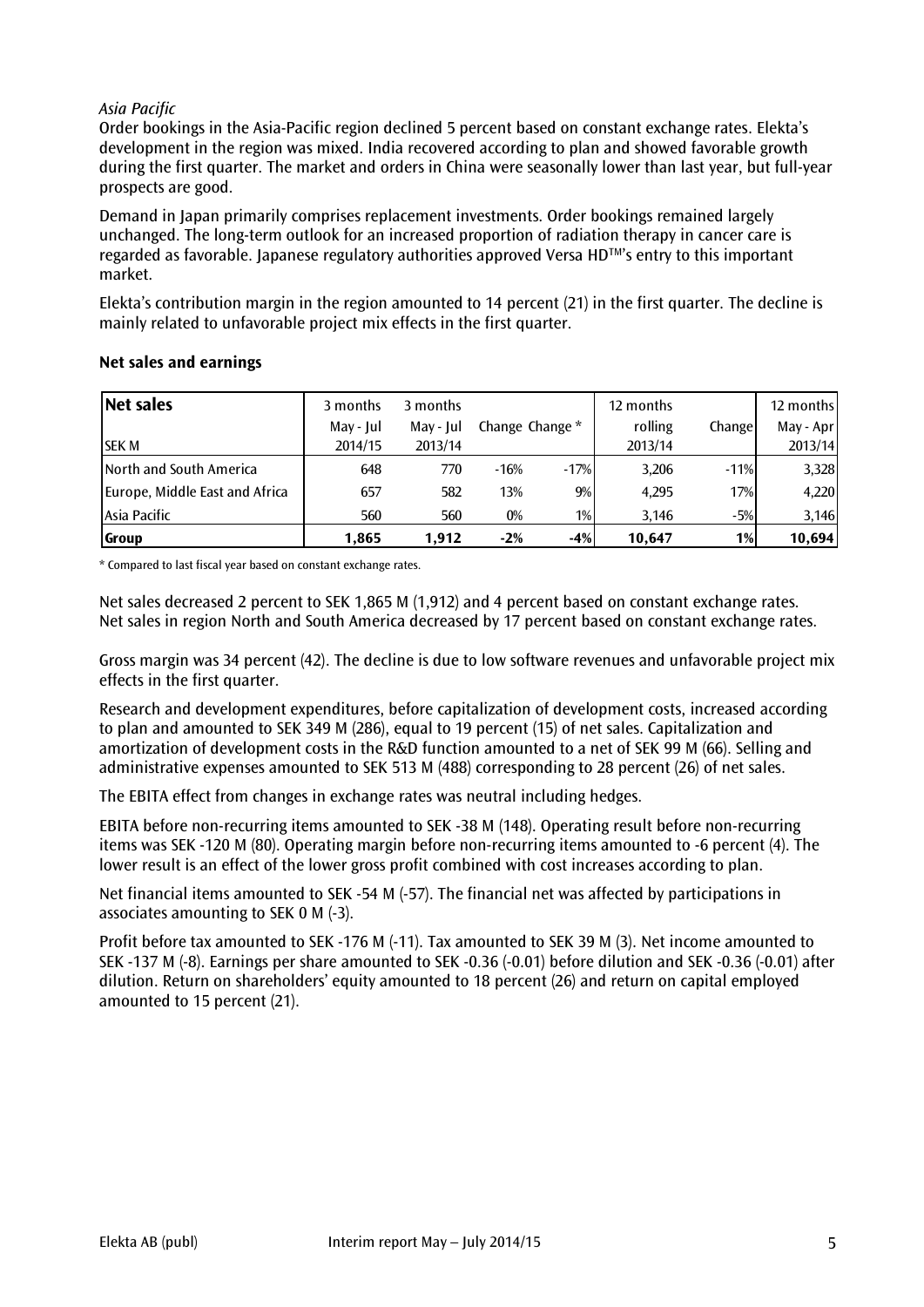*Asia Pacific*

Order bookings in the Asia-Pacific region declined 5 percent based on constant exchange rates. Elekta's development in the region was mixed. India recovered according to plan and showed favorable growth during the first quarter. The market and orders in China were seasonally lower than last year, but full-year prospects are good.

Demand in Japan primarily comprises replacement investments. Order bookings remained largely unchanged. The long-term outlook for an increased proportion of radiation therapy in cancer care is regarded as favorable. Japanese regulatory authorities approved Versa HD™'s entry to this important market.

Elekta's contribution margin in the region amounted to 14 percent (21) in the first quarter. The decline is mainly related to unfavorable project mix effects in the first quarter.

## Net sales and earnings

| **Net sales** SEK M | 3 months May - Jul 2014/15 | 3 months May - Jul 2013/14 | Change | Change * | 12 months rolling 2013/14 | Change | 12 months May - Apr 2013/14 |
|---|---|---|---|---|---|---|---|
| North and South America | 648 | 770 | -16% | -17% | 3,206 | -11% | 3,328 |
| Europe, Middle East and Africa | 657 | 582 | 13% | 9% | 4,295 | 17% | 4,220 |
| Asia Pacific | 560 | 560 | 0% | 1% | 3,146 | -5% | 3,146 |
| **Group** | **1,865** | **1,912** | **-2%** | **-4%** | **10,647** | **1%** | **10,694** |

\* Compared to last fiscal year based on constant exchange rates.

Net sales decreased 2 percent to SEK 1,865 M (1,912) and 4 percent based on constant exchange rates. Net sales in region North and South America decreased by 17 percent based on constant exchange rates.

Gross margin was 34 percent (42). The decline is due to low software revenues and unfavorable project mix effects in the first quarter.

Research and development expenditures, before capitalization of development costs, increased according to plan and amounted to SEK 349 M (286), equal to 19 percent (15) of net sales. Capitalization and amortization of development costs in the R&D function amounted to a net of SEK 99 M (66). Selling and administrative expenses amounted to SEK 513 M (488) corresponding to 28 percent (26) of net sales.

The EBITA effect from changes in exchange rates was neutral including hedges.

EBITA before non-recurring items amounted to SEK -38 M (148). Operating result before non-recurring items was SEK -120 M (80). Operating margin before non-recurring items amounted to -6 percent (4). The lower result is an effect of the lower gross profit combined with cost increases according to plan.

Net financial items amounted to SEK -54 M (-57). The financial net was affected by participations in associates amounting to SEK 0 M (-3).

Profit before tax amounted to SEK -176 M (-11). Tax amounted to SEK 39 M (3). Net income amounted to SEK -137 M (-8). Earnings per share amounted to SEK -0.36 (-0.01) before dilution and SEK -0.36 (-0.01) after dilution. Return on shareholders' equity amounted to 18 percent (26) and return on capital employed amounted to 15 percent (21).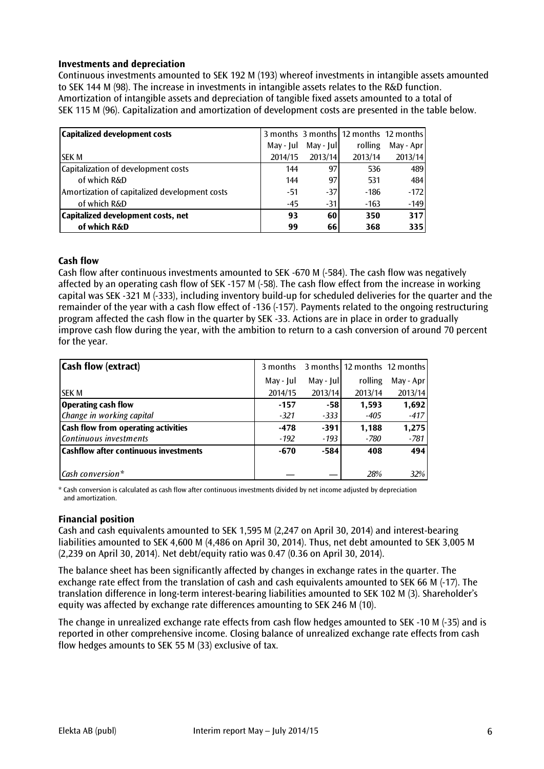### Investments and depreciation

Continuous investments amounted to SEK 192 M (193) whereof investments in intangible assets amounted to SEK 144 M (98). The increase in investments in intangible assets relates to the R&D function. Amortization of intangible assets and depreciation of tangible fixed assets amounted to a total of SEK 115 M (96). Capitalization and amortization of development costs are presented in the table below.

| **Capitalized development costs** | 3 months | 3 months | 12 months | 12 months |
|---|---|---|---|---|
| | May - Jul | May - Jul | rolling | May - Apr |
| SEK M | 2014/15 | 2013/14 | 2013/14 | 2013/14 |
| Capitalization of development costs | 144 | 97 | 536 | 489 |
| of which R&D | 144 | 97 | 531 | 484 |
| Amortization of capitalized development costs | -51 | -37 | -186 | -172 |
| of which R&D | -45 | -31 | -163 | -149 |
| **Capitalized development costs, net** | **93** | **60** | **350** | **317** |
| **of which R&D** | **99** | **66** | **368** | **335** |

### Cash flow

Cash flow after continuous investments amounted to SEK -670 M (-584). The cash flow was negatively affected by an operating cash flow of SEK -157 M (-58). The cash flow effect from the increase in working capital was SEK -321 M (-333), including inventory build-up for scheduled deliveries for the quarter and the remainder of the year with a cash flow effect of -136 (-157). Payments related to the ongoing restructuring program affected the cash flow in the quarter by SEK -33. Actions are in place in order to gradually improve cash flow during the year, with the ambition to return to a cash conversion of around 70 percent for the year.

| **Cash flow (extract)** | 3 months | 3 months | 12 months | 12 months |
|---|---|---|---|---|
| | May - Jul | May - Jul | rolling | May - Apr |
| SEK M | 2014/15 | 2013/14 | 2013/14 | 2013/14 |
| **Operating cash flow** | **-157** | **-58** | **1,593** | **1,692** |
| *Change in working capital* | *-321* | *-333* | *-405* | *-417* |
| **Cash flow from operating activities** | **-478** | **-391** | **1,188** | **1,275** |
| *Continuous investments* | *-192* | *-193* | *-780* | *-781* |
| **Cashflow after continuous investments** | **-670** | **-584** | **408** | **494** |
| *Cash conversion** | — | — | *28%* | *32%* |

\* Cash conversion is calculated as cash flow after continuous investments divided by net income adjusted by depreciation and amortization.

### Financial position

Cash and cash equivalents amounted to SEK 1,595 M (2,247 on April 30, 2014) and interest-bearing liabilities amounted to SEK 4,600 M (4,486 on April 30, 2014). Thus, net debt amounted to SEK 3,005 M (2,239 on April 30, 2014). Net debt/equity ratio was 0.47 (0.36 on April 30, 2014).

The balance sheet has been significantly affected by changes in exchange rates in the quarter. The exchange rate effect from the translation of cash and cash equivalents amounted to SEK 66 M (-17). The translation difference in long-term interest-bearing liabilities amounted to SEK 102 M (3). Shareholder's equity was affected by exchange rate differences amounting to SEK 246 M (10).

The change in unrealized exchange rate effects from cash flow hedges amounted to SEK -10 M (-35) and is reported in other comprehensive income. Closing balance of unrealized exchange rate effects from cash flow hedges amounts to SEK 55 M (33) exclusive of tax.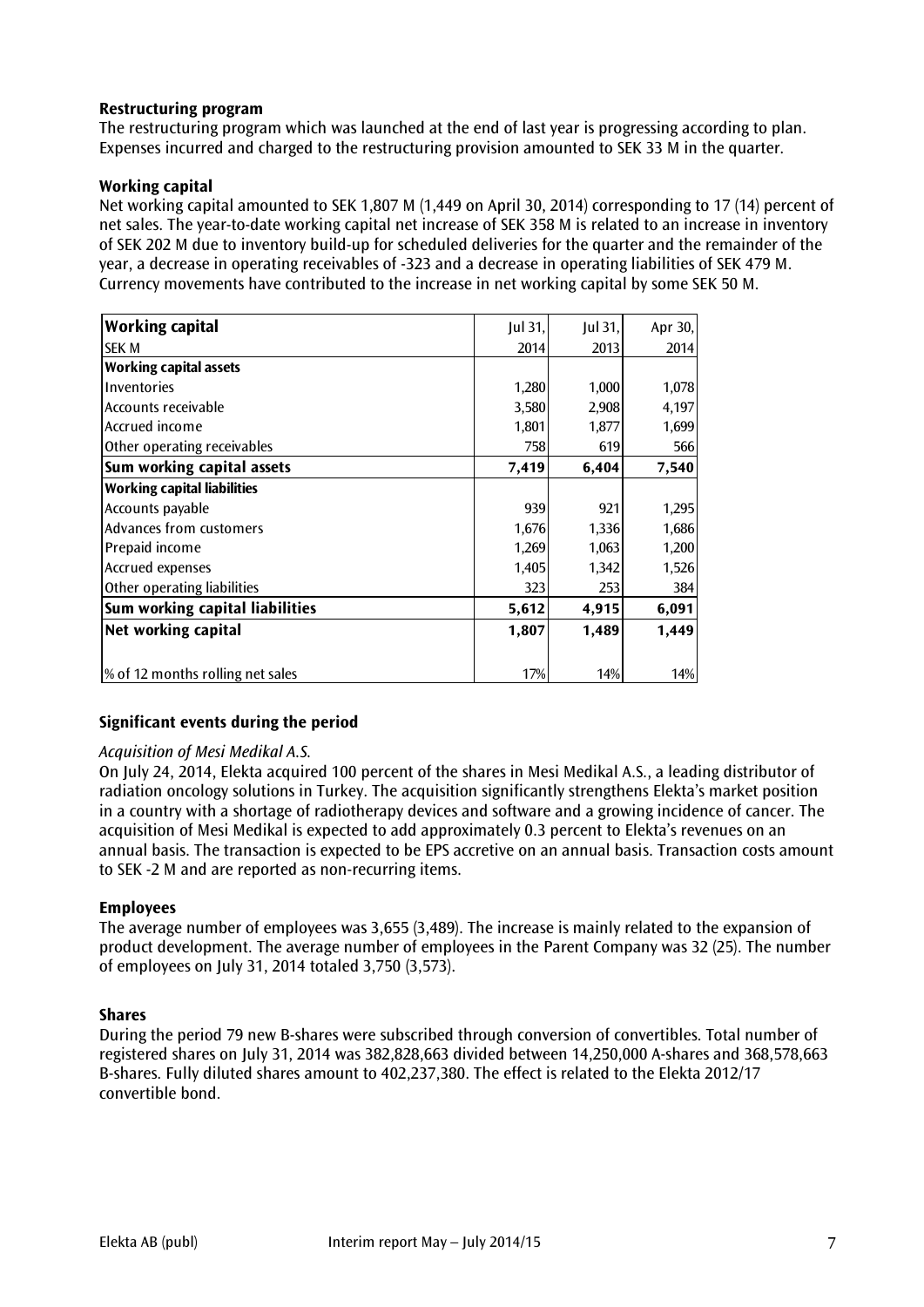### Restructuring program

The restructuring program which was launched at the end of last year is progressing according to plan. Expenses incurred and charged to the restructuring provision amounted to SEK 33 M in the quarter.

### Working capital

Net working capital amounted to SEK 1,807 M (1,449 on April 30, 2014) corresponding to 17 (14) percent of net sales. The year-to-date working capital net increase of SEK 358 M is related to an increase in inventory of SEK 202 M due to inventory build-up for scheduled deliveries for the quarter and the remainder of the year, a decrease in operating receivables of -323 and a decrease in operating liabilities of SEK 479 M. Currency movements have contributed to the increase in net working capital by some SEK 50 M.

| **Working capital** | Jul 31, | Jul 31, | Apr 30, |
|---|---|---|---|
| SEK M | 2014 | 2013 | 2014 |
| **Working capital assets** | | | |
| Inventories | 1,280 | 1,000 | 1,078 |
| Accounts receivable | 3,580 | 2,908 | 4,197 |
| Accrued income | 1,801 | 1,877 | 1,699 |
| Other operating receivables | 758 | 619 | 566 |
| **Sum working capital assets** | **7,419** | **6,404** | **7,540** |
| **Working capital liabilities** | | | |
| Accounts payable | 939 | 921 | 1,295 |
| Advances from customers | 1,676 | 1,336 | 1,686 |
| Prepaid income | 1,269 | 1,063 | 1,200 |
| Accrued expenses | 1,405 | 1,342 | 1,526 |
| Other operating liabilities | 323 | 253 | 384 |
| **Sum working capital liabilities** | **5,612** | **4,915** | **6,091** |
| **Net working capital** | **1,807** | **1,489** | **1,449** |
| % of 12 months rolling net sales | 17% | 14% | 14% |

### Significant events during the period

*Acquisition of Mesi Medikal A.S.*

On July 24, 2014, Elekta acquired 100 percent of the shares in Mesi Medikal A.S., a leading distributor of radiation oncology solutions in Turkey. The acquisition significantly strengthens Elekta's market position in a country with a shortage of radiotherapy devices and software and a growing incidence of cancer. The acquisition of Mesi Medikal is expected to add approximately 0.3 percent to Elekta's revenues on an annual basis. The transaction is expected to be EPS accretive on an annual basis. Transaction costs amount to SEK -2 M and are reported as non-recurring items.

### Employees

The average number of employees was 3,655 (3,489). The increase is mainly related to the expansion of product development. The average number of employees in the Parent Company was 32 (25). The number of employees on July 31, 2014 totaled 3,750 (3,573).

### Shares

During the period 79 new B-shares were subscribed through conversion of convertibles. Total number of registered shares on July 31, 2014 was 382,828,663 divided between 14,250,000 A-shares and 368,578,663 B-shares. Fully diluted shares amount to 402,237,380. The effect is related to the Elekta 2012/17 convertible bond.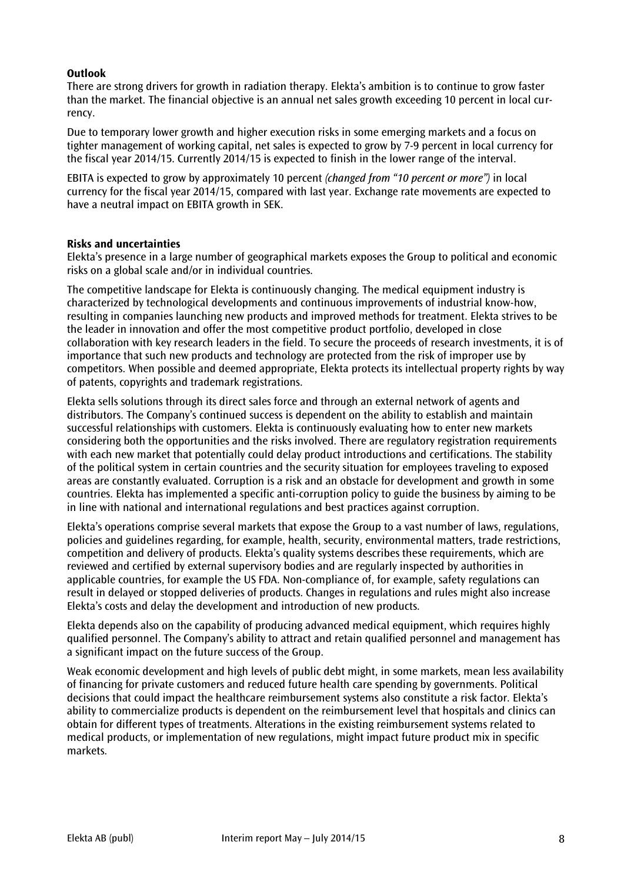**Outlook**

There are strong drivers for growth in radiation therapy. Elekta's ambition is to continue to grow faster than the market. The financial objective is an annual net sales growth exceeding 10 percent in local currency.

Due to temporary lower growth and higher execution risks in some emerging markets and a focus on tighter management of working capital, net sales is expected to grow by 7-9 percent in local currency for the fiscal year 2014/15. Currently 2014/15 is expected to finish in the lower range of the interval.

EBITA is expected to grow by approximately 10 percent *(changed from "10 percent or more")* in local currency for the fiscal year 2014/15, compared with last year. Exchange rate movements are expected to have a neutral impact on EBITA growth in SEK.

**Risks and uncertainties**

Elekta's presence in a large number of geographical markets exposes the Group to political and economic risks on a global scale and/or in individual countries.

The competitive landscape for Elekta is continuously changing. The medical equipment industry is characterized by technological developments and continuous improvements of industrial know-how, resulting in companies launching new products and improved methods for treatment. Elekta strives to be the leader in innovation and offer the most competitive product portfolio, developed in close collaboration with key research leaders in the field. To secure the proceeds of research investments, it is of importance that such new products and technology are protected from the risk of improper use by competitors. When possible and deemed appropriate, Elekta protects its intellectual property rights by way of patents, copyrights and trademark registrations.

Elekta sells solutions through its direct sales force and through an external network of agents and distributors. The Company's continued success is dependent on the ability to establish and maintain successful relationships with customers. Elekta is continuously evaluating how to enter new markets considering both the opportunities and the risks involved. There are regulatory registration requirements with each new market that potentially could delay product introductions and certifications. The stability of the political system in certain countries and the security situation for employees traveling to exposed areas are constantly evaluated. Corruption is a risk and an obstacle for development and growth in some countries. Elekta has implemented a specific anti-corruption policy to guide the business by aiming to be in line with national and international regulations and best practices against corruption.

Elekta's operations comprise several markets that expose the Group to a vast number of laws, regulations, policies and guidelines regarding, for example, health, security, environmental matters, trade restrictions, competition and delivery of products. Elekta's quality systems describes these requirements, which are reviewed and certified by external supervisory bodies and are regularly inspected by authorities in applicable countries, for example the US FDA. Non-compliance of, for example, safety regulations can result in delayed or stopped deliveries of products. Changes in regulations and rules might also increase Elekta's costs and delay the development and introduction of new products.

Elekta depends also on the capability of producing advanced medical equipment, which requires highly qualified personnel. The Company's ability to attract and retain qualified personnel and management has a significant impact on the future success of the Group.

Weak economic development and high levels of public debt might, in some markets, mean less availability of financing for private customers and reduced future health care spending by governments. Political decisions that could impact the healthcare reimbursement systems also constitute a risk factor. Elekta's ability to commercialize products is dependent on the reimbursement level that hospitals and clinics can obtain for different types of treatments. Alterations in the existing reimbursement systems related to medical products, or implementation of new regulations, might impact future product mix in specific markets.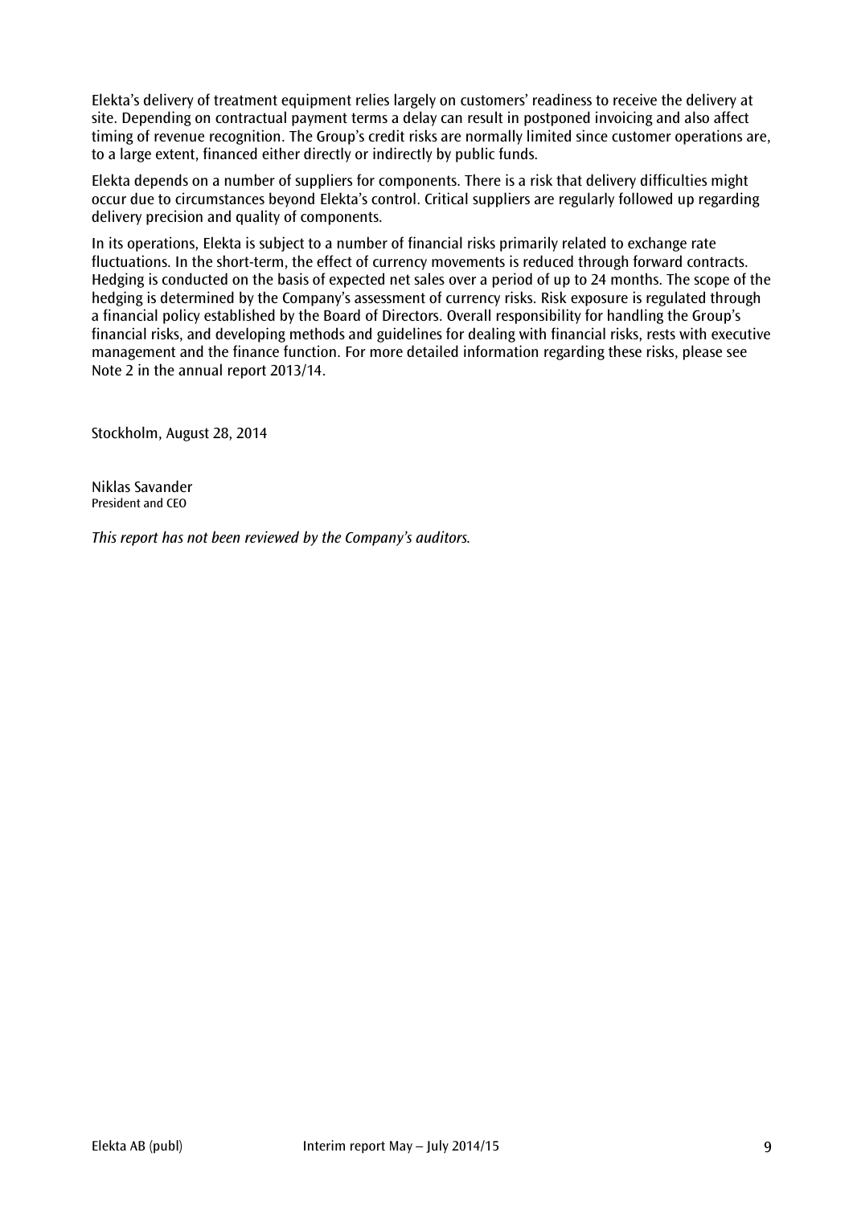Elekta's delivery of treatment equipment relies largely on customers' readiness to receive the delivery at site. Depending on contractual payment terms a delay can result in postponed invoicing and also affect timing of revenue recognition. The Group's credit risks are normally limited since customer operations are, to a large extent, financed either directly or indirectly by public funds.

Elekta depends on a number of suppliers for components. There is a risk that delivery difficulties might occur due to circumstances beyond Elekta's control. Critical suppliers are regularly followed up regarding delivery precision and quality of components.

In its operations, Elekta is subject to a number of financial risks primarily related to exchange rate fluctuations. In the short-term, the effect of currency movements is reduced through forward contracts. Hedging is conducted on the basis of expected net sales over a period of up to 24 months. The scope of the hedging is determined by the Company's assessment of currency risks. Risk exposure is regulated through a financial policy established by the Board of Directors. Overall responsibility for handling the Group's financial risks, and developing methods and guidelines for dealing with financial risks, rests with executive management and the finance function. For more detailed information regarding these risks, please see Note 2 in the annual report 2013/14.

Stockholm, August 28, 2014

Niklas Savander
President and CEO

*This report has not been reviewed by the Company's auditors.*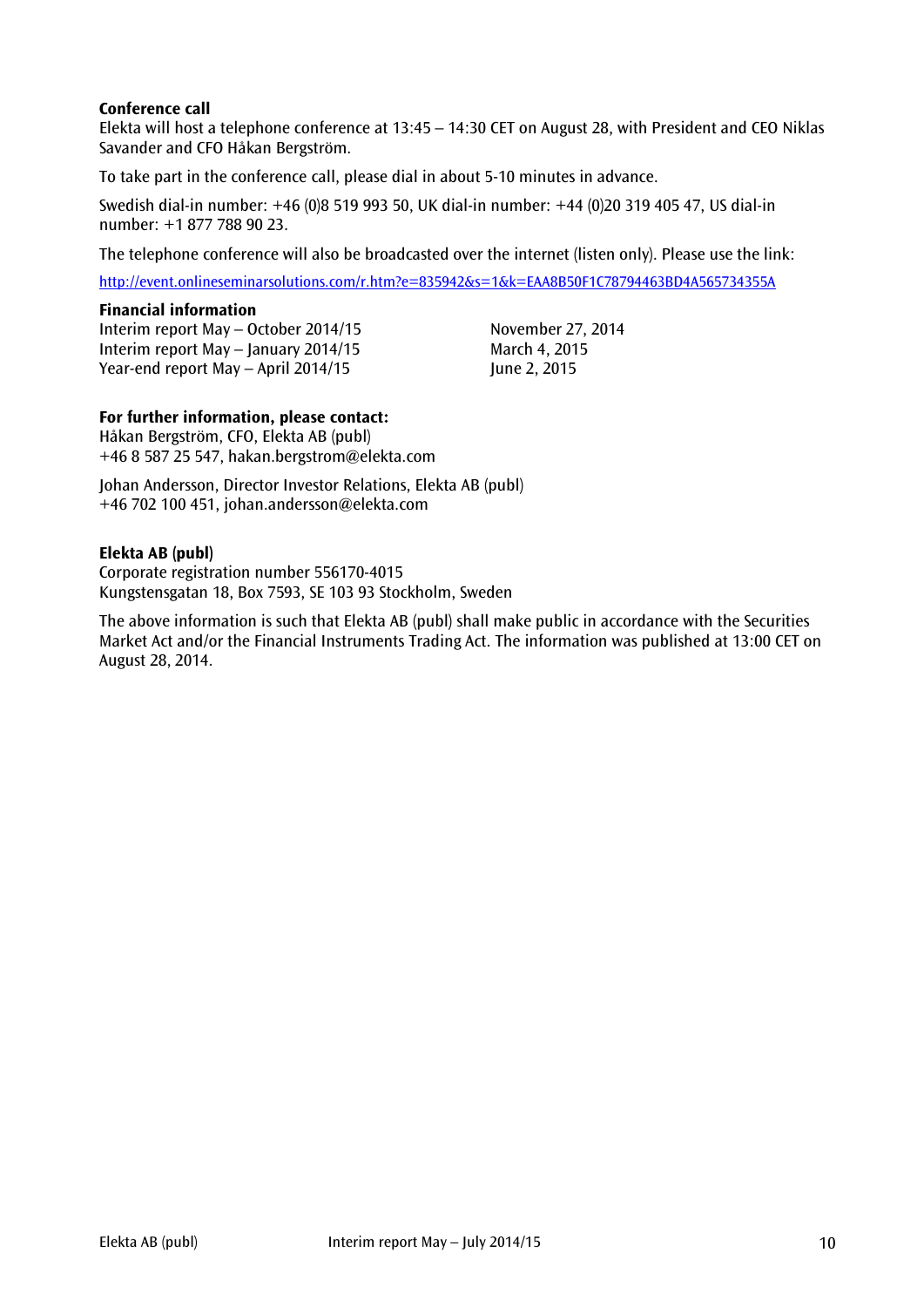**Conference call**

Elekta will host a telephone conference at 13:45 – 14:30 CET on August 28, with President and CEO Niklas Savander and CFO Håkan Bergström.

To take part in the conference call, please dial in about 5-10 minutes in advance.

Swedish dial-in number: +46 (0)8 519 993 50, UK dial-in number: +44 (0)20 319 405 47, US dial-in number: +1 877 788 90 23.

The telephone conference will also be broadcasted over the internet (listen only). Please use the link:

http://event.onlineseminarsolutions.com/r.htm?e=835942&s=1&k=EAA8B50F1C78794463BD4A565734355A

**Financial information**

| | |
|---|---|
| Interim report May – October 2014/15 | November 27, 2014 |
| Interim report May – January 2014/15 | March 4, 2015 |
| Year-end report May – April 2014/15 | June 2, 2015 |

**For further information, please contact:**

Håkan Bergström, CFO, Elekta AB (publ)
+46 8 587 25 547, hakan.bergstrom@elekta.com

Johan Andersson, Director Investor Relations, Elekta AB (publ)
+46 702 100 451, johan.andersson@elekta.com

**Elekta AB (publ)**

Corporate registration number 556170-4015
Kungstensgatan 18, Box 7593, SE 103 93 Stockholm, Sweden

The above information is such that Elekta AB (publ) shall make public in accordance with the Securities Market Act and/or the Financial Instruments Trading Act. The information was published at 13:00 CET on August 28, 2014.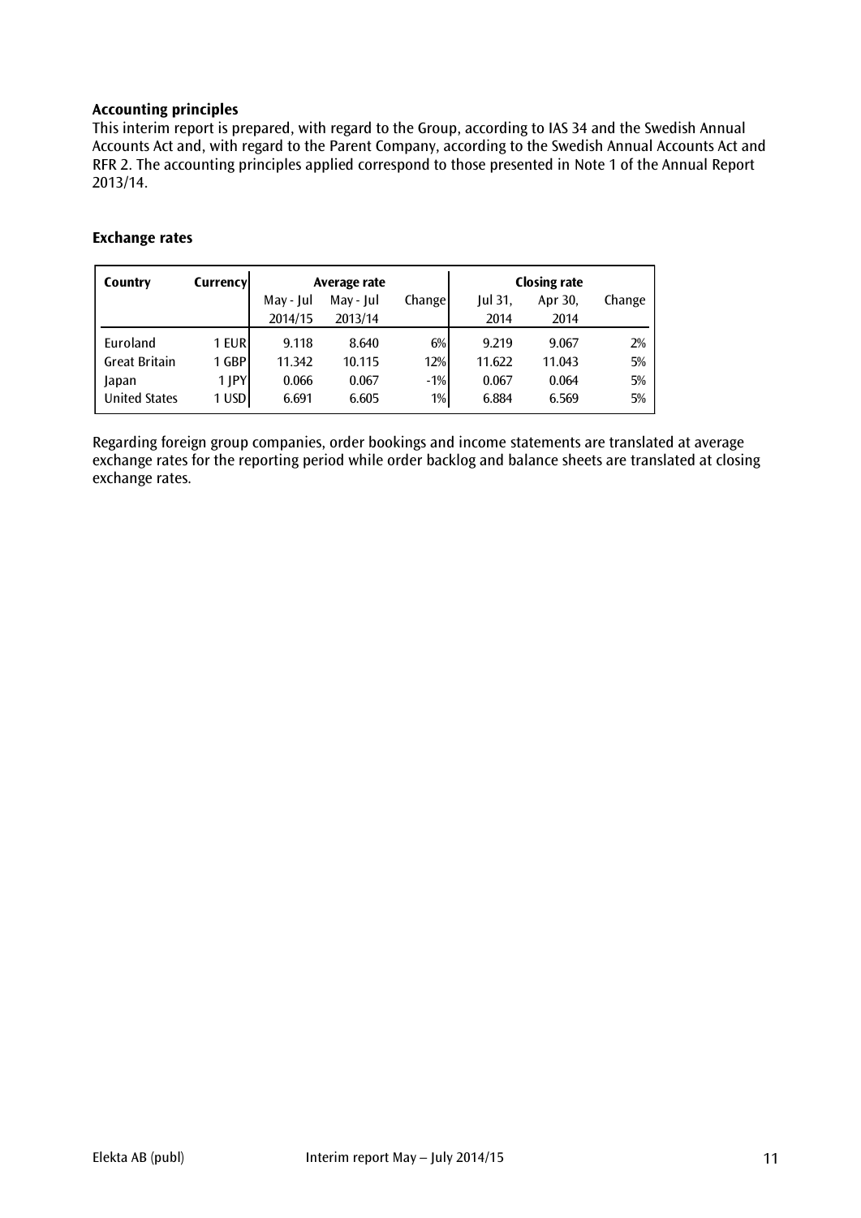**Accounting principles**
This interim report is prepared, with regard to the Group, according to IAS 34 and the Swedish Annual Accounts Act and, with regard to the Parent Company, according to the Swedish Annual Accounts Act and RFR 2. The accounting principles applied correspond to those presented in Note 1 of the Annual Report 2013/14.

**Exchange rates**

| Country | Currency | Average rate | | | Closing rate | | |
|---|---|---|---|---|---|---|---|
| | | May - Jul 2014/15 | May - Jul 2013/14 | Change | Jul 31, 2014 | Apr 30, 2014 | Change |
| Euroland | 1 EUR | 9.118 | 8.640 | 6% | 9.219 | 9.067 | 2% |
| Great Britain | 1 GBP | 11.342 | 10.115 | 12% | 11.622 | 11.043 | 5% |
| Japan | 1 JPY | 0.066 | 0.067 | -1% | 0.067 | 0.064 | 5% |
| United States | 1 USD | 6.691 | 6.605 | 1% | 6.884 | 6.569 | 5% |

Regarding foreign group companies, order bookings and income statements are translated at average exchange rates for the reporting period while order backlog and balance sheets are translated at closing exchange rates.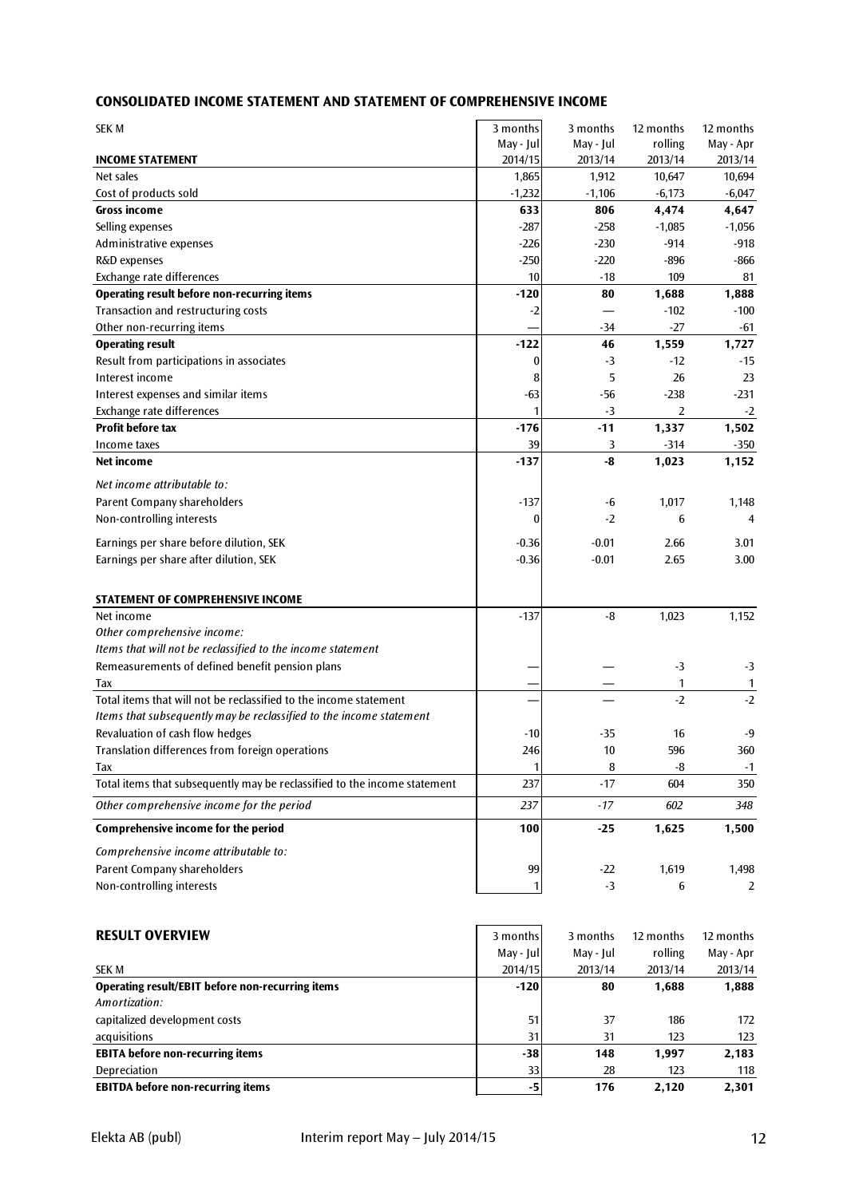## CONSOLIDATED INCOME STATEMENT AND STATEMENT OF COMPREHENSIVE INCOME

| SEK M | 3 months May - Jul 2014/15 | 3 months May - Jul 2013/14 | 12 months rolling 2013/14 | 12 months May - Apr 2013/14 |
|---|---|---|---|---|
| **INCOME STATEMENT** | | | | |
| Net sales | 1,865 | 1,912 | 10,647 | 10,694 |
| Cost of products sold | -1,232 | -1,106 | -6,173 | -6,047 |
| **Gross income** | **633** | **806** | **4,474** | **4,647** |
| Selling expenses | -287 | -258 | -1,085 | -1,056 |
| Administrative expenses | -226 | -230 | -914 | -918 |
| R&D expenses | -250 | -220 | -896 | -866 |
| Exchange rate differences | 10 | -18 | 109 | 81 |
| **Operating result before non-recurring items** | **-120** | **80** | **1,688** | **1,888** |
| Transaction and restructuring costs | -2 | — | -102 | -100 |
| Other non-recurring items | — | -34 | -27 | -61 |
| **Operating result** | **-122** | **46** | **1,559** | **1,727** |
| Result from participations in associates | 0 | -3 | -12 | -15 |
| Interest income | 8 | 5 | 26 | 23 |
| Interest expenses and similar items | -63 | -56 | -238 | -231 |
| Exchange rate differences | 1 | -3 | 2 | -2 |
| **Profit before tax** | **-176** | **-11** | **1,337** | **1,502** |
| Income taxes | 39 | 3 | -314 | -350 |
| **Net income** | **-137** | **-8** | **1,023** | **1,152** |
| *Net income attributable to:* | | | | |
| Parent Company shareholders | -137 | -6 | 1,017 | 1,148 |
| Non-controlling interests | 0 | -2 | 6 | 4 |
| Earnings per share before dilution, SEK | -0.36 | -0.01 | 2.66 | 3.01 |
| Earnings per share after dilution, SEK | -0.36 | -0.01 | 2.65 | 3.00 |
| **STATEMENT OF COMPREHENSIVE INCOME** | | | | |
| Net income | -137 | -8 | 1,023 | 1,152 |
| *Other comprehensive income:* | | | | |
| *Items that will not be reclassified to the income statement* | | | | |
| Remeasurements of defined benefit pension plans | — | — | -3 | -3 |
| Tax | — | — | 1 | 1 |
| Total items that will not be reclassified to the income statement | — | — | -2 | -2 |
| *Items that subsequently may be reclassified to the income statement* | | | | |
| Revaluation of cash flow hedges | -10 | -35 | 16 | -9 |
| Translation differences from foreign operations | 246 | 10 | 596 | 360 |
| Tax | 1 | 8 | -8 | -1 |
| Total items that subsequently may be reclassified to the income statement | 237 | -17 | 604 | 350 |
| *Other comprehensive income for the period* | *237* | *-17* | *602* | *348* |
| **Comprehensive income for the period** | **100** | **-25** | **1,625** | **1,500** |
| *Comprehensive income attributable to:* | | | | |
| Parent Company shareholders | 99 | -22 | 1,619 | 1,498 |
| Non-controlling interests | 1 | -3 | 6 | 2 |

## RESULT OVERVIEW

| SEK M | 3 months May - Jul 2014/15 | 3 months May - Jul 2013/14 | 12 months rolling 2013/14 | 12 months May - Apr 2013/14 |
|---|---|---|---|---|
| **Operating result/EBIT before non-recurring items** | **-120** | **80** | **1,688** | **1,888** |
| *Amortization:* | | | | |
| capitalized development costs | 51 | 37 | 186 | 172 |
| acquisitions | 31 | 31 | 123 | 123 |
| **EBITA before non-recurring items** | **-38** | **148** | **1,997** | **2,183** |
| Depreciation | 33 | 28 | 123 | 118 |
| **EBITDA before non-recurring items** | **-5** | **176** | **2,120** | **2,301** |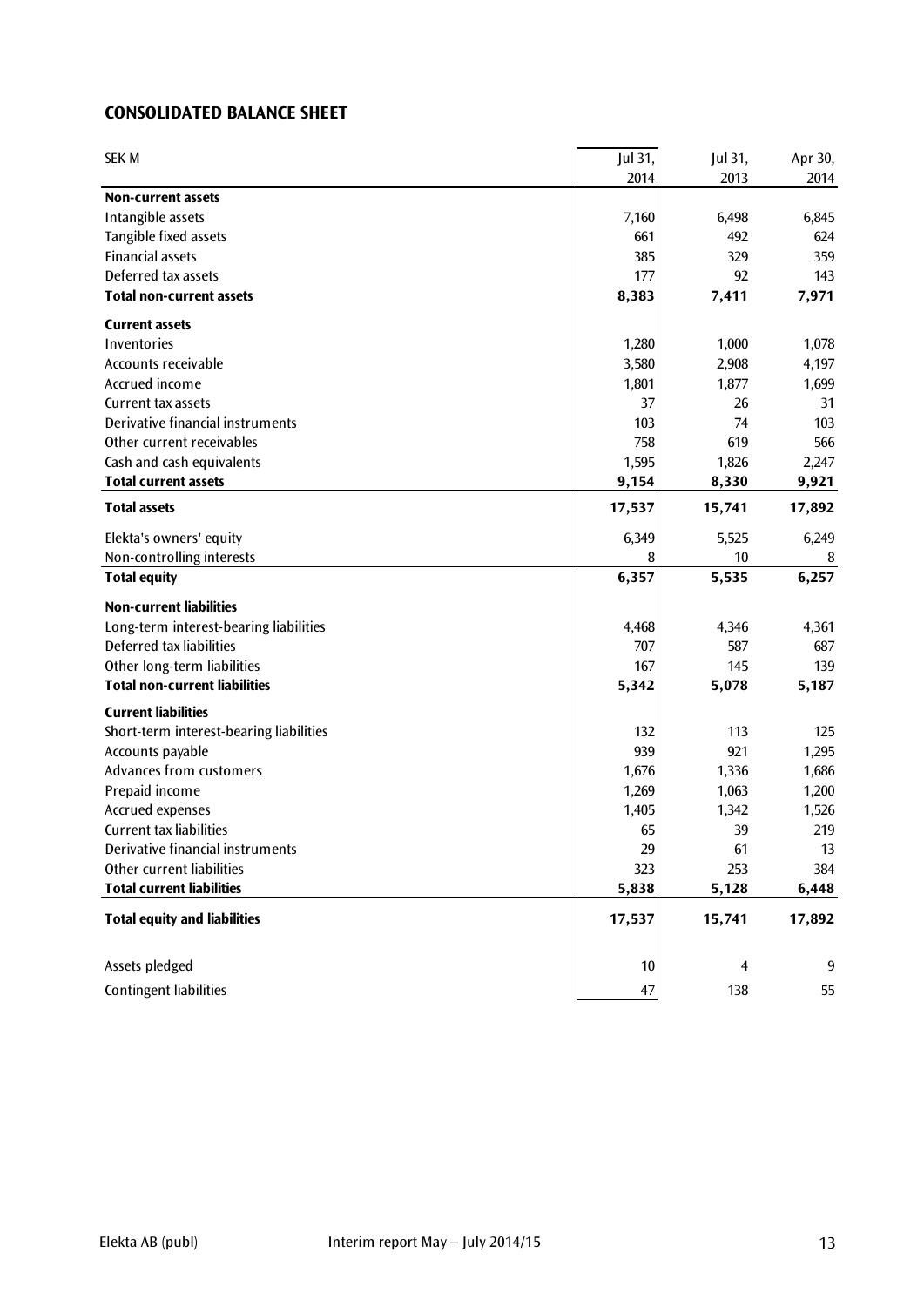## CONSOLIDATED BALANCE SHEET

| SEK M | Jul 31, 2014 | Jul 31, 2013 | Apr 30, 2014 |
|---|---|---|---|
| **Non-current assets** | | | |
| Intangible assets | 7,160 | 6,498 | 6,845 |
| Tangible fixed assets | 661 | 492 | 624 |
| Financial assets | 385 | 329 | 359 |
| Deferred tax assets | 177 | 92 | 143 |
| **Total non-current assets** | **8,383** | **7,411** | **7,971** |
| **Current assets** | | | |
| Inventories | 1,280 | 1,000 | 1,078 |
| Accounts receivable | 3,580 | 2,908 | 4,197 |
| Accrued income | 1,801 | 1,877 | 1,699 |
| Current tax assets | 37 | 26 | 31 |
| Derivative financial instruments | 103 | 74 | 103 |
| Other current receivables | 758 | 619 | 566 |
| Cash and cash equivalents | 1,595 | 1,826 | 2,247 |
| **Total current assets** | **9,154** | **8,330** | **9,921** |
| **Total assets** | **17,537** | **15,741** | **17,892** |
| Elekta's owners' equity | 6,349 | 5,525 | 6,249 |
| Non-controlling interests | 8 | 10 | 8 |
| **Total equity** | **6,357** | **5,535** | **6,257** |
| **Non-current liabilities** | | | |
| Long-term interest-bearing liabilities | 4,468 | 4,346 | 4,361 |
| Deferred tax liabilities | 707 | 587 | 687 |
| Other long-term liabilities | 167 | 145 | 139 |
| **Total non-current liabilities** | **5,342** | **5,078** | **5,187** |
| **Current liabilities** | | | |
| Short-term interest-bearing liabilities | 132 | 113 | 125 |
| Accounts payable | 939 | 921 | 1,295 |
| Advances from customers | 1,676 | 1,336 | 1,686 |
| Prepaid income | 1,269 | 1,063 | 1,200 |
| Accrued expenses | 1,405 | 1,342 | 1,526 |
| Current tax liabilities | 65 | 39 | 219 |
| Derivative financial instruments | 29 | 61 | 13 |
| Other current liabilities | 323 | 253 | 384 |
| **Total current liabilities** | **5,838** | **5,128** | **6,448** |
| **Total equity and liabilities** | **17,537** | **15,741** | **17,892** |
| Assets pledged | 10 | 4 | 9 |
| Contingent liabilities | 47 | 138 | 55 |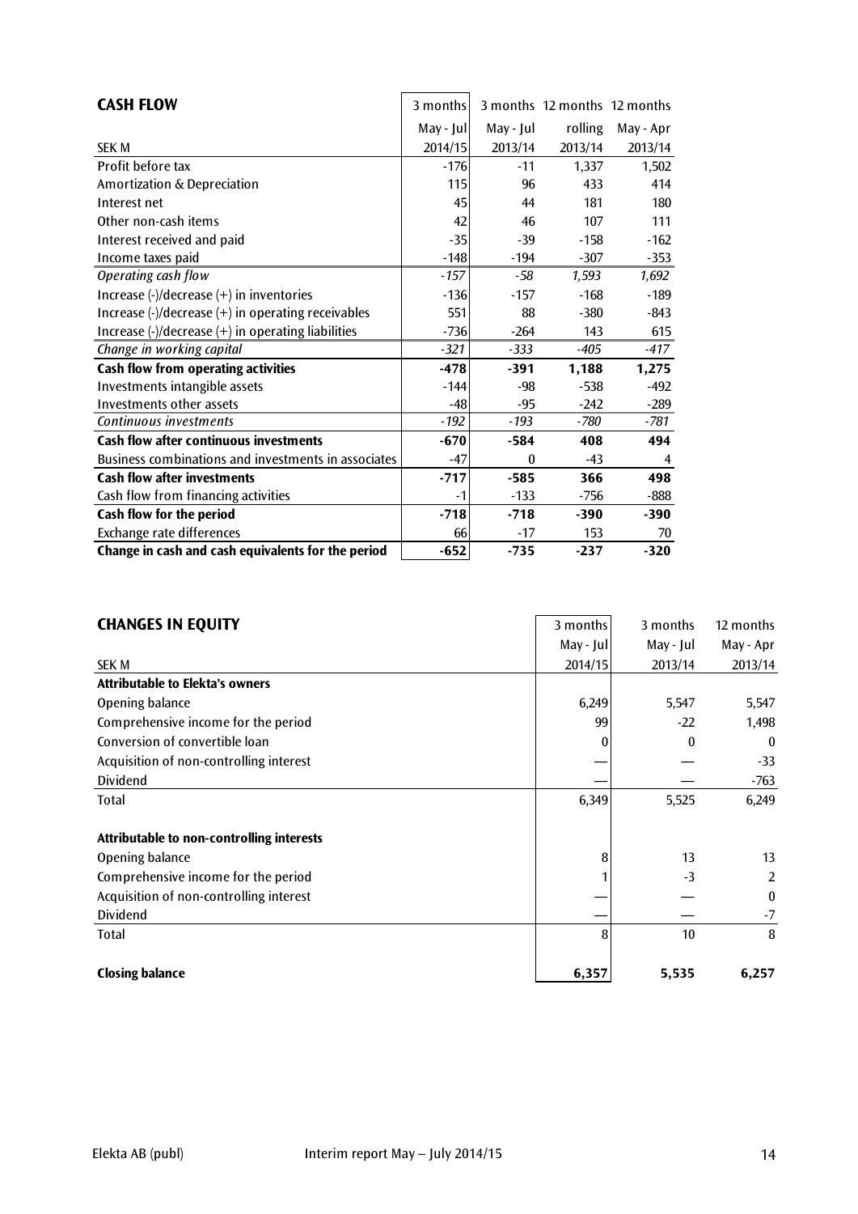## CASH FLOW

| SEK M | 3 months May - Jul 2014/15 | 3 months May - Jul 2013/14 | 12 months rolling 2013/14 | 12 months May - Apr 2013/14 |
|---|---|---|---|---|
| Profit before tax | -176 | -11 | 1,337 | 1,502 |
| Amortization & Depreciation | 115 | 96 | 433 | 414 |
| Interest net | 45 | 44 | 181 | 180 |
| Other non-cash items | 42 | 46 | 107 | 111 |
| Interest received and paid | -35 | -39 | -158 | -162 |
| Income taxes paid | -148 | -194 | -307 | -353 |
| *Operating cash flow* | *-157* | *-58* | *1,593* | *1,692* |
| Increase (-)/decrease (+) in inventories | -136 | -157 | -168 | -189 |
| Increase (-)/decrease (+) in operating receivables | 551 | 88 | -380 | -843 |
| Increase (-)/decrease (+) in operating liabilities | -736 | -264 | 143 | 615 |
| *Change in working capital* | *-321* | *-333* | *-405* | *-417* |
| **Cash flow from operating activities** | **-478** | **-391** | **1,188** | **1,275** |
| Investments intangible assets | -144 | -98 | -538 | -492 |
| Investments other assets | -48 | -95 | -242 | -289 |
| *Continuous investments* | *-192* | *-193* | *-780* | *-781* |
| **Cash flow after continuous investments** | **-670** | **-584** | **408** | **494** |
| Business combinations and investments in associates | -47 | 0 | -43 | 4 |
| **Cash flow after investments** | **-717** | **-585** | **366** | **498** |
| Cash flow from financing activities | -1 | -133 | -756 | -888 |
| **Cash flow for the period** | **-718** | **-718** | **-390** | **-390** |
| Exchange rate differences | 66 | -17 | 153 | 70 |
| **Change in cash and cash equivalents for the period** | **-652** | **-735** | **-237** | **-320** |

## CHANGES IN EQUITY

| SEK M | 3 months May - Jul 2014/15 | 3 months May - Jul 2013/14 | 12 months May - Apr 2013/14 |
|---|---|---|---|
| **Attributable to Elekta's owners** | | | |
| Opening balance | 6,249 | 5,547 | 5,547 |
| Comprehensive income for the period | 99 | -22 | 1,498 |
| Conversion of convertible loan | 0 | 0 | 0 |
| Acquisition of non-controlling interest | — | — | -33 |
| Dividend | — | — | -763 |
| Total | 6,349 | 5,525 | 6,249 |
| | | | |
| **Attributable to non-controlling interests** | | | |
| Opening balance | 8 | 13 | 13 |
| Comprehensive income for the period | 1 | -3 | 2 |
| Acquisition of non-controlling interest | — | — | 0 |
| Dividend | — | — | -7 |
| Total | 8 | 10 | 8 |
| | | | |
| **Closing balance** | **6,357** | **5,535** | **6,257** |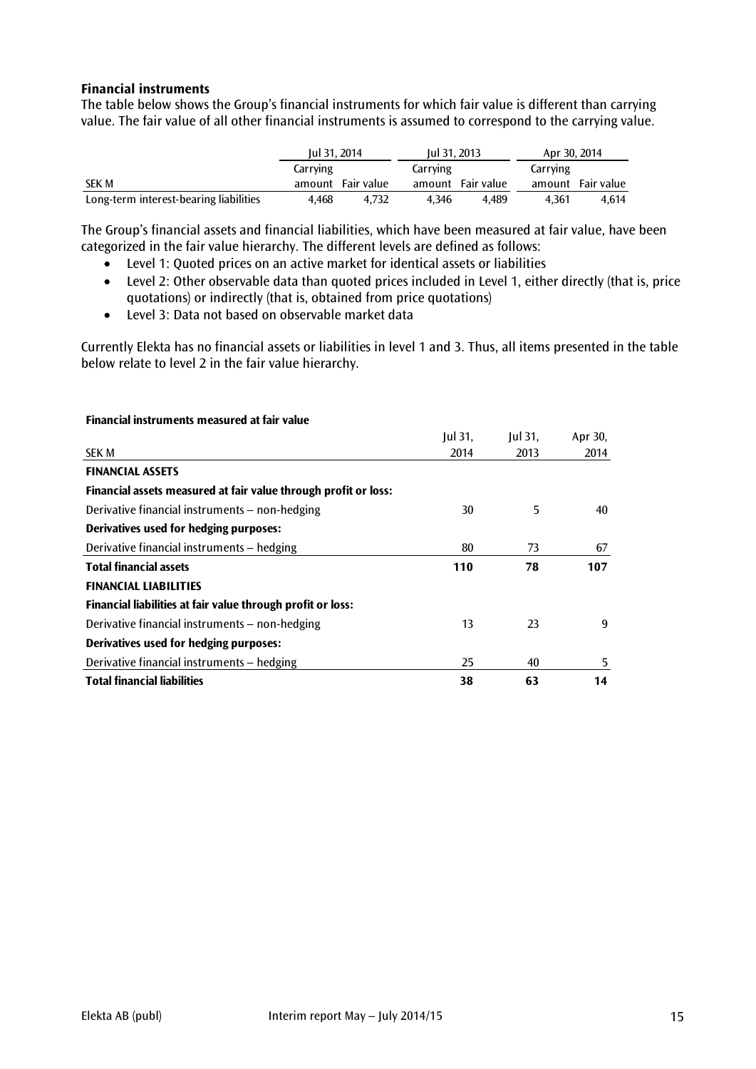**Financial instruments**

The table below shows the Group's financial instruments for which fair value is different than carrying value. The fair value of all other financial instruments is assumed to correspond to the carrying value.

| | Jul 31, 2014 | | Jul 31, 2013 | | Apr 30, 2014 | |
|---|---|---|---|---|---|---|
| SEK M | Carrying amount | Fair value | Carrying amount | Fair value | Carrying amount | Fair value |
| Long-term interest-bearing liabilities | 4,468 | 4,732 | 4,346 | 4,489 | 4,361 | 4,614 |

The Group's financial assets and financial liabilities, which have been measured at fair value, have been categorized in the fair value hierarchy. The different levels are defined as follows:

- Level 1: Quoted prices on an active market for identical assets or liabilities
- Level 2: Other observable data than quoted prices included in Level 1, either directly (that is, price quotations) or indirectly (that is, obtained from price quotations)
- Level 3: Data not based on observable market data

Currently Elekta has no financial assets or liabilities in level 1 and 3. Thus, all items presented in the table below relate to level 2 in the fair value hierarchy.

**Financial instruments measured at fair value**

| SEK M | Jul 31, 2014 | Jul 31, 2013 | Apr 30, 2014 |
|---|---|---|---|
| **FINANCIAL ASSETS** | | | |
| **Financial assets measured at fair value through profit or loss:** | | | |
| Derivative financial instruments – non-hedging | 30 | 5 | 40 |
| **Derivatives used for hedging purposes:** | | | |
| Derivative financial instruments – hedging | 80 | 73 | 67 |
| **Total financial assets** | **110** | **78** | **107** |
| **FINANCIAL LIABILITIES** | | | |
| **Financial liabilities at fair value through profit or loss:** | | | |
| Derivative financial instruments – non-hedging | 13 | 23 | 9 |
| **Derivatives used for hedging purposes:** | | | |
| Derivative financial instruments – hedging | 25 | 40 | 5 |
| **Total financial liabilities** | **38** | **63** | **14** |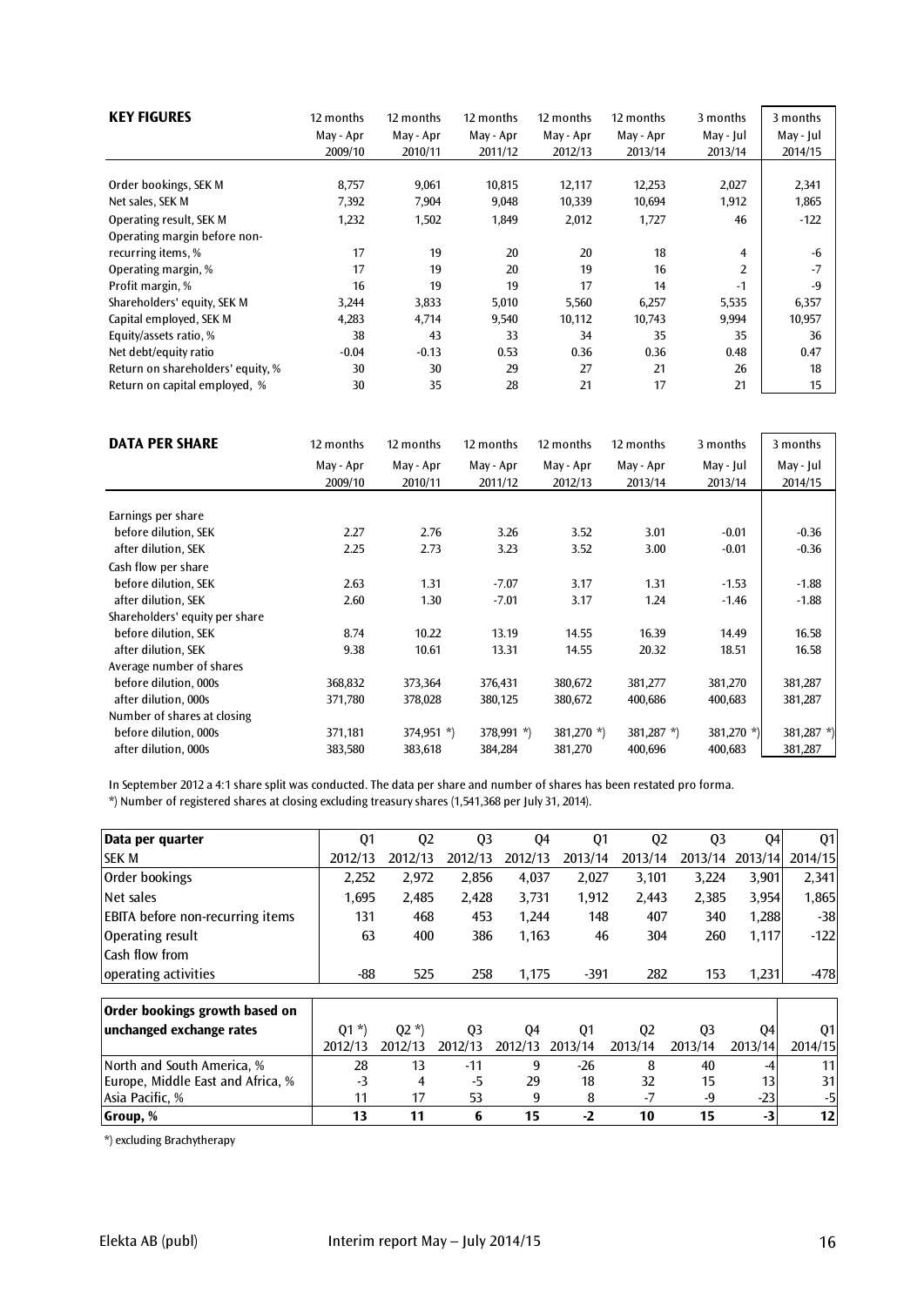| **KEY FIGURES** | 12 months May - Apr 2009/10 | 12 months May - Apr 2010/11 | 12 months May - Apr 2011/12 | 12 months May - Apr 2012/13 | 12 months May - Apr 2013/14 | 3 months May - Jul 2013/14 | 3 months May - Jul 2014/15 |
|---|---|---|---|---|---|---|---|
| Order bookings, SEK M | 8,757 | 9,061 | 10,815 | 12,117 | 12,253 | 2,027 | 2,341 |
| Net sales, SEK M | 7,392 | 7,904 | 9,048 | 10,339 | 10,694 | 1,912 | 1,865 |
| Operating result, SEK M | 1,232 | 1,502 | 1,849 | 2,012 | 1,727 | 46 | -122 |
| Operating margin before non-recurring items, % | 17 | 19 | 20 | 20 | 18 | 4 | -6 |
| Operating margin, % | 17 | 19 | 20 | 19 | 16 | 2 | -7 |
| Profit margin, % | 16 | 19 | 19 | 17 | 14 | -1 | -9 |
| Shareholders' equity, SEK M | 3,244 | 3,833 | 5,010 | 5,560 | 6,257 | 5,535 | 6,357 |
| Capital employed, SEK M | 4,283 | 4,714 | 9,540 | 10,112 | 10,743 | 9,994 | 10,957 |
| Equity/assets ratio, % | 38 | 43 | 33 | 34 | 35 | 35 | 36 |
| Net debt/equity ratio | -0.04 | -0.13 | 0.53 | 0.36 | 0.36 | 0.48 | 0.47 |
| Return on shareholders' equity, % | 30 | 30 | 29 | 27 | 21 | 26 | 18 |
| Return on capital employed, % | 30 | 35 | 28 | 21 | 17 | 21 | 15 |

| **DATA PER SHARE** | 12 months May - Apr 2009/10 | 12 months May - Apr 2010/11 | 12 months May - Apr 2011/12 | 12 months May - Apr 2012/13 | 12 months May - Apr 2013/14 | 3 months May - Jul 2013/14 | 3 months May - Jul 2014/15 |
|---|---|---|---|---|---|---|---|
| Earnings per share | | | | | | | |
| before dilution, SEK | 2.27 | 2.76 | 3.26 | 3.52 | 3.01 | -0.01 | -0.36 |
| after dilution, SEK | 2.25 | 2.73 | 3.23 | 3.52 | 3.00 | -0.01 | -0.36 |
| Cash flow per share | | | | | | | |
| before dilution, SEK | 2.63 | 1.31 | -7.07 | 3.17 | 1.31 | -1.53 | -1.88 |
| after dilution, SEK | 2.60 | 1.30 | -7.01 | 3.17 | 1.24 | -1.46 | -1.88 |
| Shareholders' equity per share | | | | | | | |
| before dilution, SEK | 8.74 | 10.22 | 13.19 | 14.55 | 16.39 | 14.49 | 16.58 |
| after dilution, SEK | 9.38 | 10.61 | 13.31 | 14.55 | 20.32 | 18.51 | 16.58 |
| Average number of shares | | | | | | | |
| before dilution, 000s | 368,832 | 373,364 | 376,431 | 380,672 | 381,277 | 381,270 | 381,287 |
| after dilution, 000s | 371,780 | 378,028 | 380,125 | 380,672 | 400,686 | 400,683 | 381,287 |
| Number of shares at closing | | | | | | | |
| before dilution, 000s | 371,181 | 374,951 *) | 378,991 *) | 381,270 *) | 381,287 *) | 381,270 *) | 381,287 *) |
| after dilution, 000s | 383,580 | 383,618 | 384,284 | 381,270 | 400,696 | 400,683 | 381,287 |

In September 2012 a 4:1 share split was conducted. The data per share and number of shares has been restated pro forma.
*) Number of registered shares at closing excluding treasury shares (1,541,368 per July 31, 2014).

| **Data per quarter** SEK M | Q1 2012/13 | Q2 2012/13 | Q3 2012/13 | Q4 2012/13 | Q1 2013/14 | Q2 2013/14 | Q3 2013/14 | Q4 2013/14 | Q1 2014/15 |
|---|---|---|---|---|---|---|---|---|---|
| Order bookings | 2,252 | 2,972 | 2,856 | 4,037 | 2,027 | 3,101 | 3,224 | 3,901 | 2,341 |
| Net sales | 1,695 | 2,485 | 2,428 | 3,731 | 1,912 | 2,443 | 2,385 | 3,954 | 1,865 |
| EBITA before non-recurring items | 131 | 468 | 453 | 1,244 | 148 | 407 | 340 | 1,288 | -38 |
| Operating result | 63 | 400 | 386 | 1,163 | 46 | 304 | 260 | 1,117 | -122 |
| Cash flow from operating activities | -88 | 525 | 258 | 1,175 | -391 | 282 | 153 | 1,231 | -478 |

| **Order bookings growth based on unchanged exchange rates** | Q1 *) 2012/13 | Q2 *) 2012/13 | Q3 2012/13 | Q4 2012/13 | Q1 2013/14 | Q2 2013/14 | Q3 2013/14 | Q4 2013/14 | Q1 2014/15 |
|---|---|---|---|---|---|---|---|---|---|
| North and South America, % | 28 | 13 | -11 | 9 | -26 | 8 | 40 | -4 | 11 |
| Europe, Middle East and Africa, % | -3 | 4 | -5 | 29 | 18 | 32 | 15 | 13 | 31 |
| Asia Pacific, % | 11 | 17 | 53 | 9 | 8 | -7 | -9 | -23 | -5 |
| **Group, %** | **13** | **11** | **6** | **15** | **-2** | **10** | **15** | **-3** | **12** |

*) excluding Brachytherapy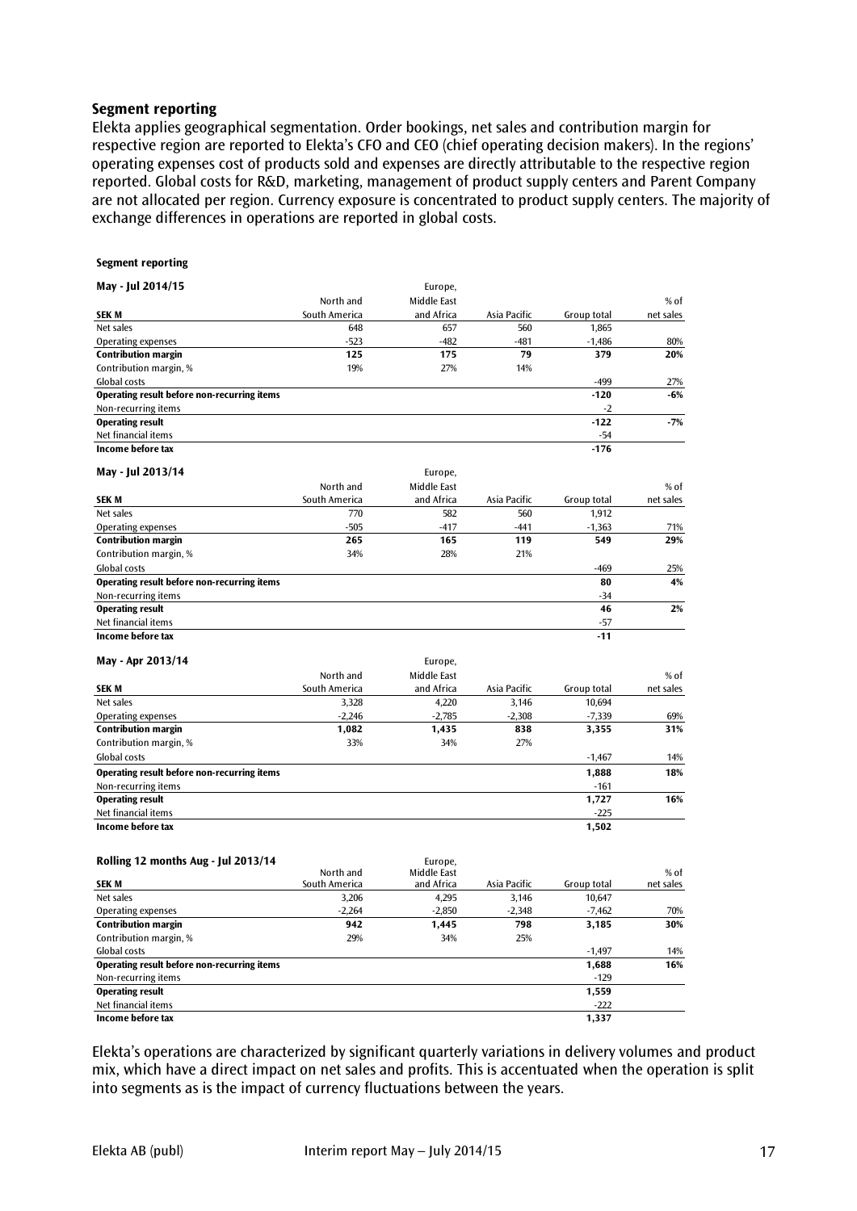## Segment reporting

Elekta applies geographical segmentation. Order bookings, net sales and contribution margin for respective region are reported to Elekta's CFO and CEO (chief operating decision makers). In the regions' operating expenses cost of products sold and expenses are directly attributable to the respective region reported. Global costs for R&D, marketing, management of product supply centers and Parent Company are not allocated per region. Currency exposure is concentrated to product supply centers. The majority of exchange differences in operations are reported in global costs.

**Segment reporting**

**May - Jul 2014/15**

| SEK M | North and South America | Europe, Middle East and Africa | Asia Pacific | Group total | % of net sales |
|---|---|---|---|---|---|
| Net sales | 648 | 657 | 560 | 1,865 | |
| Operating expenses | -523 | -482 | -481 | -1,486 | 80% |
| **Contribution margin** | **125** | **175** | **79** | **379** | **20%** |
| Contribution margin, % | 19% | 27% | 14% | | |
| Global costs | | | | -499 | 27% |
| **Operating result before non-recurring items** | | | | **-120** | **-6%** |
| Non-recurring items | | | | -2 | |
| **Operating result** | | | | **-122** | **-7%** |
| Net financial items | | | | -54 | |
| **Income before tax** | | | | **-176** | |

**May - Jul 2013/14**

| SEK M | North and South America | Europe, Middle East and Africa | Asia Pacific | Group total | % of net sales |
|---|---|---|---|---|---|
| Net sales | 770 | 582 | 560 | 1,912 | |
| Operating expenses | -505 | -417 | -441 | -1,363 | 71% |
| **Contribution margin** | **265** | **165** | **119** | **549** | **29%** |
| Contribution margin, % | 34% | 28% | 21% | | |
| Global costs | | | | -469 | 25% |
| **Operating result before non-recurring items** | | | | **80** | **4%** |
| Non-recurring items | | | | -34 | |
| **Operating result** | | | | **46** | **2%** |
| Net financial items | | | | -57 | |
| **Income before tax** | | | | **-11** | |

**May - Apr 2013/14**

| SEK M | North and South America | Europe, Middle East and Africa | Asia Pacific | Group total | % of net sales |
|---|---|---|---|---|---|
| Net sales | 3,328 | 4,220 | 3,146 | 10,694 | |
| Operating expenses | -2,246 | -2,785 | -2,308 | -7,339 | 69% |
| **Contribution margin** | **1,082** | **1,435** | **838** | **3,355** | **31%** |
| Contribution margin, % | 33% | 34% | 27% | | |
| Global costs | | | | -1,467 | 14% |
| **Operating result before non-recurring items** | | | | **1,888** | **18%** |
| Non-recurring items | | | | -161 | |
| **Operating result** | | | | **1,727** | **16%** |
| Net financial items | | | | -225 | |
| **Income before tax** | | | | **1,502** | |

**Rolling 12 months Aug - Jul 2013/14**

| SEK M | North and South America | Europe, Middle East and Africa | Asia Pacific | Group total | % of net sales |
|---|---|---|---|---|---|
| Net sales | 3,206 | 4,295 | 3,146 | 10,647 | |
| Operating expenses | -2,264 | -2,850 | -2,348 | -7,462 | 70% |
| **Contribution margin** | **942** | **1,445** | **798** | **3,185** | **30%** |
| Contribution margin, % | 29% | 34% | 25% | | |
| Global costs | | | | -1,497 | 14% |
| **Operating result before non-recurring items** | | | | **1,688** | **16%** |
| Non-recurring items | | | | -129 | |
| **Operating result** | | | | **1,559** | |
| Net financial items | | | | -222 | |
| **Income before tax** | | | | **1,337** | |

Elekta's operations are characterized by significant quarterly variations in delivery volumes and product mix, which have a direct impact on net sales and profits. This is accentuated when the operation is split into segments as is the impact of currency fluctuations between the years.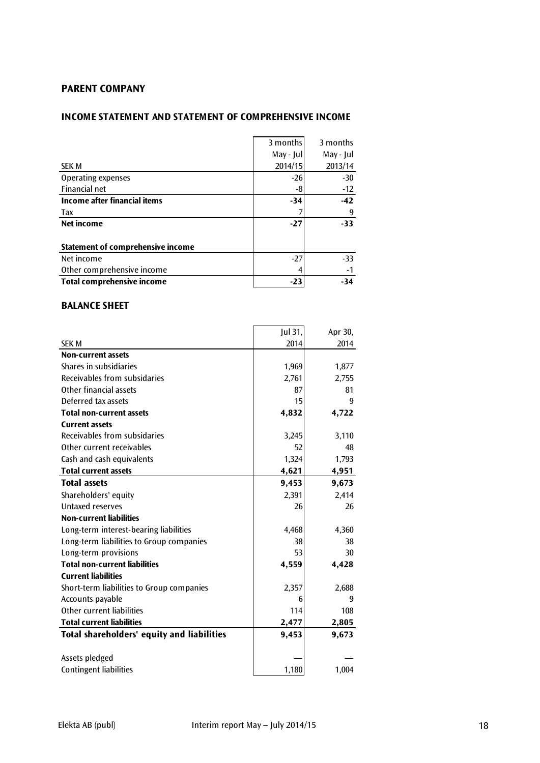## PARENT COMPANY

### INCOME STATEMENT AND STATEMENT OF COMPREHENSIVE INCOME

| SEK M | 3 months May - Jul 2014/15 | 3 months May - Jul 2013/14 |
|---|---|---|
| Operating expenses | -26 | -30 |
| Financial net | -8 | -12 |
| **Income after financial items** | **-34** | **-42** |
| Tax | 7 | 9 |
| **Net income** | **-27** | **-33** |
| | | |
| **Statement of comprehensive income** | | |
| Net income | -27 | -33 |
| Other comprehensive income | 4 | -1 |
| **Total comprehensive income** | **-23** | **-34** |

### BALANCE SHEET

| SEK M | Jul 31, 2014 | Apr 30, 2014 |
|---|---|---|
| **Non-current assets** | | |
| Shares in subsidiaries | 1,969 | 1,877 |
| Receivables from subsidaries | 2,761 | 2,755 |
| Other financial assets | 87 | 81 |
| Deferred tax assets | 15 | 9 |
| **Total non-current assets** | **4,832** | **4,722** |
| **Current assets** | | |
| Receivables from subsidaries | 3,245 | 3,110 |
| Other current receivables | 52 | 48 |
| Cash and cash equivalents | 1,324 | 1,793 |
| **Total current assets** | **4,621** | **4,951** |
| **Total assets** | **9,453** | **9,673** |
| Shareholders' equity | 2,391 | 2,414 |
| Untaxed reserves | 26 | 26 |
| **Non-current liabilities** | | |
| Long-term interest-bearing liabilities | 4,468 | 4,360 |
| Long-term liabilities to Group companies | 38 | 38 |
| Long-term provisions | 53 | 30 |
| **Total non-current liabilities** | **4,559** | **4,428** |
| **Current liabilities** | | |
| Short-term liabilities to Group companies | 2,357 | 2,688 |
| Accounts payable | 6 | 9 |
| Other current liabilities | 114 | 108 |
| **Total current liabilities** | **2,477** | **2,805** |
| **Total shareholders' equity and liabilities** | **9,453** | **9,673** |
| | | |
| Assets pledged | — | — |
| Contingent liabilities | 1,180 | 1,004 |